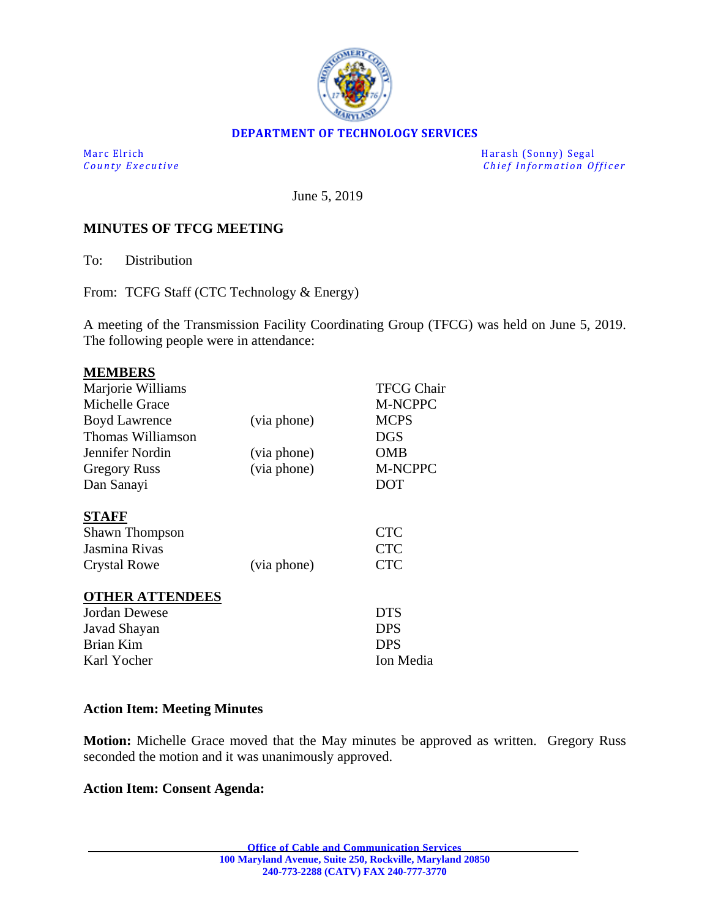**DEPARTMENT OF TECHNOLOGY SERVICES**

Marc Elrich
*County Executive*

Harash (Sonny) Segal
*Chief Information Officer*

June 5, 2019

**MINUTES OF TFCG MEETING**

To: Distribution

From: TCFG Staff (CTC Technology & Energy)

A meeting of the Transmission Facility Coordinating Group (TFCG) was held on June 5, 2019. The following people were in attendance:

**MEMBERS**

| | | |
|---|---|---|
| Marjorie Williams | | TFCG Chair |
| Michelle Grace | | M-NCPPC |
| Boyd Lawrence | (via phone) | MCPS |
| Thomas Williamson | | DGS |
| Jennifer Nordin | (via phone) | OMB |
| Gregory Russ | (via phone) | M-NCPPC |
| Dan Sanayi | | DOT |

**STAFF**

| | | |
|---|---|---|
| Shawn Thompson | | CTC |
| Jasmina Rivas | | CTC |
| Crystal Rowe | (via phone) | CTC |

**OTHER ATTENDEES**

| | | |
|---|---|---|
| Jordan Dewese | | DTS |
| Javad Shayan | | DPS |
| Brian Kim | | DPS |
| Karl Yocher | | Ion Media |

**Action Item: Meeting Minutes**

**Motion:** Michelle Grace moved that the May minutes be approved as written. Gregory Russ seconded the motion and it was unanimously approved.

**Action Item: Consent Agenda:**

Office of Cable and Communication Services
100 Maryland Avenue, Suite 250, Rockville, Maryland 20850
240-773-2288 (CATV) FAX 240-777-3770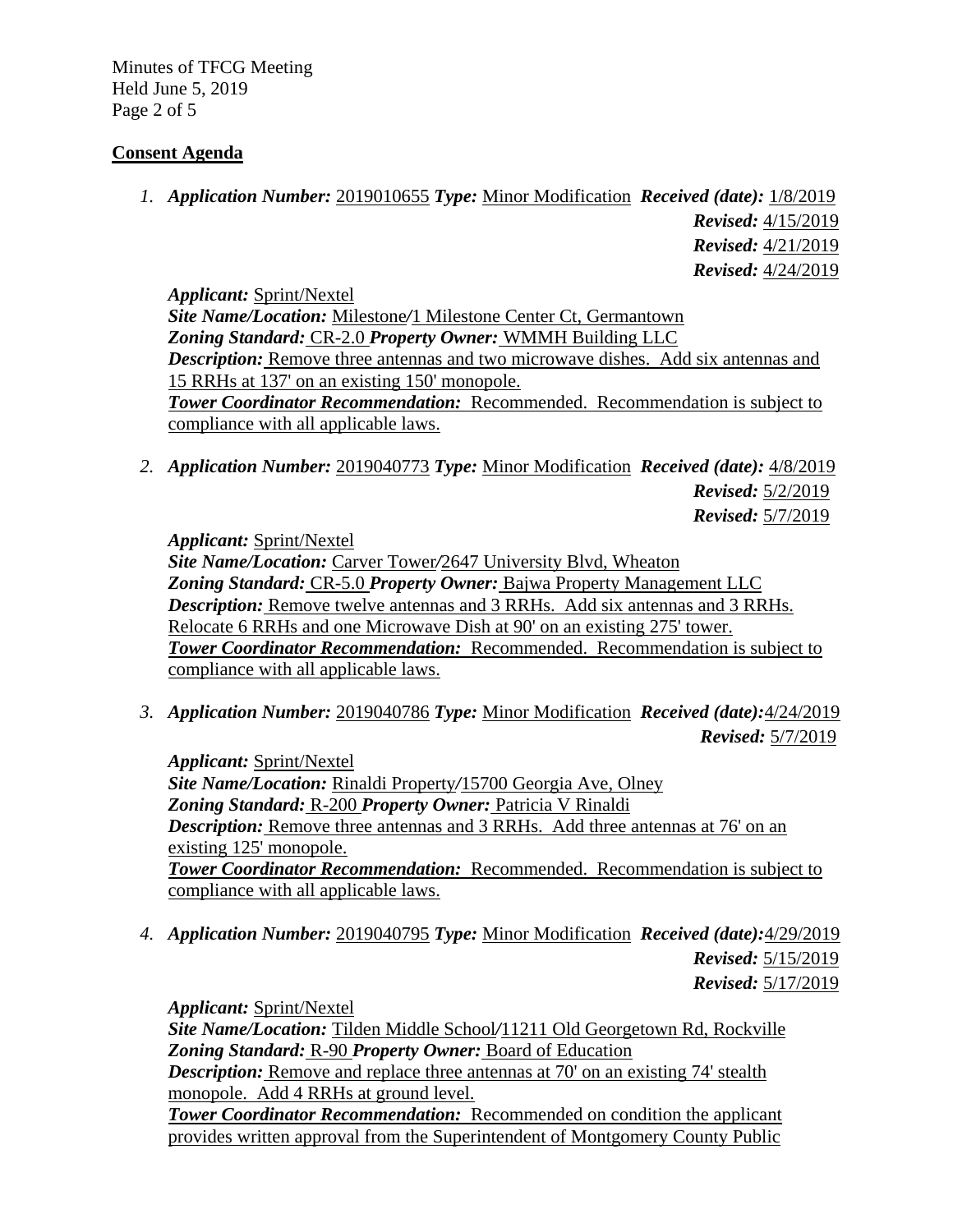## Consent Agenda

1. ***Application Number:*** 2019010655 ***Type:*** Minor Modification ***Received (date):*** 1/8/2019
   ***Revised:*** 4/15/2019
   ***Revised:*** 4/21/2019
   ***Revised:*** 4/24/2019

   ***Applicant:*** Sprint/Nextel
   ***Site Name/Location:*** Milestone/1 Milestone Center Ct, Germantown
   ***Zoning Standard:*** CR-2.0 ***Property Owner:*** WMMH Building LLC
   ***Description:*** Remove three antennas and two microwave dishes. Add six antennas and 15 RRHs at 137' on an existing 150' monopole.
   ***Tower Coordinator Recommendation:*** Recommended. Recommendation is subject to compliance with all applicable laws.

2. ***Application Number:*** 2019040773 ***Type:*** Minor Modification ***Received (date):*** 4/8/2019
   ***Revised:*** 5/2/2019
   ***Revised:*** 5/7/2019

   ***Applicant:*** Sprint/Nextel
   ***Site Name/Location:*** Carver Tower/2647 University Blvd, Wheaton
   ***Zoning Standard:*** CR-5.0 ***Property Owner:*** Bajwa Property Management LLC
   ***Description:*** Remove twelve antennas and 3 RRHs. Add six antennas and 3 RRHs. Relocate 6 RRHs and one Microwave Dish at 90' on an existing 275' tower.
   ***Tower Coordinator Recommendation:*** Recommended. Recommendation is subject to compliance with all applicable laws.

3. ***Application Number:*** 2019040786 ***Type:*** Minor Modification ***Received (date):*** 4/24/2019
   ***Revised:*** 5/7/2019

   ***Applicant:*** Sprint/Nextel
   ***Site Name/Location:*** Rinaldi Property/15700 Georgia Ave, Olney
   ***Zoning Standard:*** R-200 ***Property Owner:*** Patricia V Rinaldi
   ***Description:*** Remove three antennas and 3 RRHs. Add three antennas at 76' on an existing 125' monopole.
   ***Tower Coordinator Recommendation:*** Recommended. Recommendation is subject to compliance with all applicable laws.

4. ***Application Number:*** 2019040795 ***Type:*** Minor Modification ***Received (date):*** 4/29/2019
   ***Revised:*** 5/15/2019
   ***Revised:*** 5/17/2019

   ***Applicant:*** Sprint/Nextel
   ***Site Name/Location:*** Tilden Middle School/11211 Old Georgetown Rd, Rockville
   ***Zoning Standard:*** R-90 ***Property Owner:*** Board of Education
   ***Description:*** Remove and replace three antennas at 70' on an existing 74' stealth monopole. Add 4 RRHs at ground level.
   ***Tower Coordinator Recommendation:*** Recommended on condition the applicant provides written approval from the Superintendent of Montgomery County Public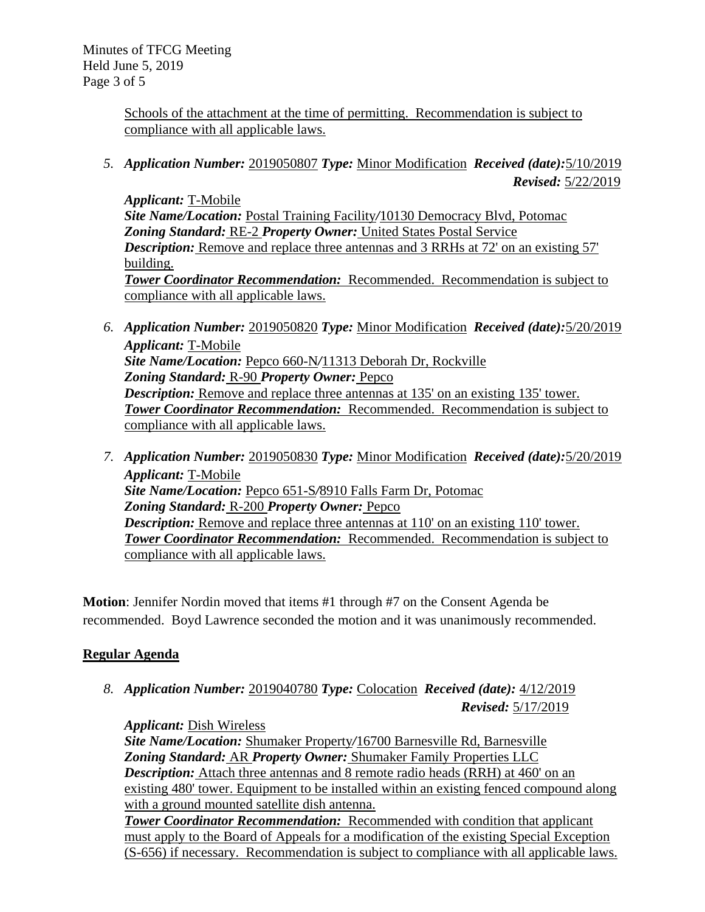Schools of the attachment at the time of permitting. Recommendation is subject to compliance with all applicable laws.

5. ***Application Number:*** 2019050807 ***Type:*** Minor Modification ***Received (date):*** 5/10/2019
***Revised:*** 5/22/2019

   ***Applicant:*** T-Mobile
   ***Site Name/Location:*** Postal Training Facility/10130 Democracy Blvd, Potomac
   ***Zoning Standard:*** RE-2 ***Property Owner:*** United States Postal Service
   ***Description:*** Remove and replace three antennas and 3 RRHs at 72' on an existing 57' building.
   ***Tower Coordinator Recommendation:*** Recommended. Recommendation is subject to compliance with all applicable laws.

6. ***Application Number:*** 2019050820 ***Type:*** Minor Modification ***Received (date):*** 5/20/2019
   ***Applicant:*** T-Mobile
   ***Site Name/Location:*** Pepco 660-N/11313 Deborah Dr, Rockville
   ***Zoning Standard:*** R-90 ***Property Owner:*** Pepco
   ***Description:*** Remove and replace three antennas at 135' on an existing 135' tower.
   ***Tower Coordinator Recommendation:*** Recommended. Recommendation is subject to compliance with all applicable laws.

7. ***Application Number:*** 2019050830 ***Type:*** Minor Modification ***Received (date):*** 5/20/2019
   ***Applicant:*** T-Mobile
   ***Site Name/Location:*** Pepco 651-S/8910 Falls Farm Dr, Potomac
   ***Zoning Standard:*** R-200 ***Property Owner:*** Pepco
   ***Description:*** Remove and replace three antennas at 110' on an existing 110' tower.
   ***Tower Coordinator Recommendation:*** Recommended. Recommendation is subject to compliance with all applicable laws.

**Motion**: Jennifer Nordin moved that items #1 through #7 on the Consent Agenda be recommended. Boyd Lawrence seconded the motion and it was unanimously recommended.

## Regular Agenda

8. ***Application Number:*** 2019040780 ***Type:*** Colocation ***Received (date):*** 4/12/2019
***Revised:*** 5/17/2019

   ***Applicant:*** Dish Wireless
   ***Site Name/Location:*** Shumaker Property/16700 Barnesville Rd, Barnesville
   ***Zoning Standard:*** AR ***Property Owner:*** Shumaker Family Properties LLC
   ***Description:*** Attach three antennas and 8 remote radio heads (RRH) at 460' on an existing 480' tower. Equipment to be installed within an existing fenced compound along with a ground mounted satellite dish antenna.
   ***Tower Coordinator Recommendation:*** Recommended with condition that applicant must apply to the Board of Appeals for a modification of the existing Special Exception (S-656) if necessary. Recommendation is subject to compliance with all applicable laws.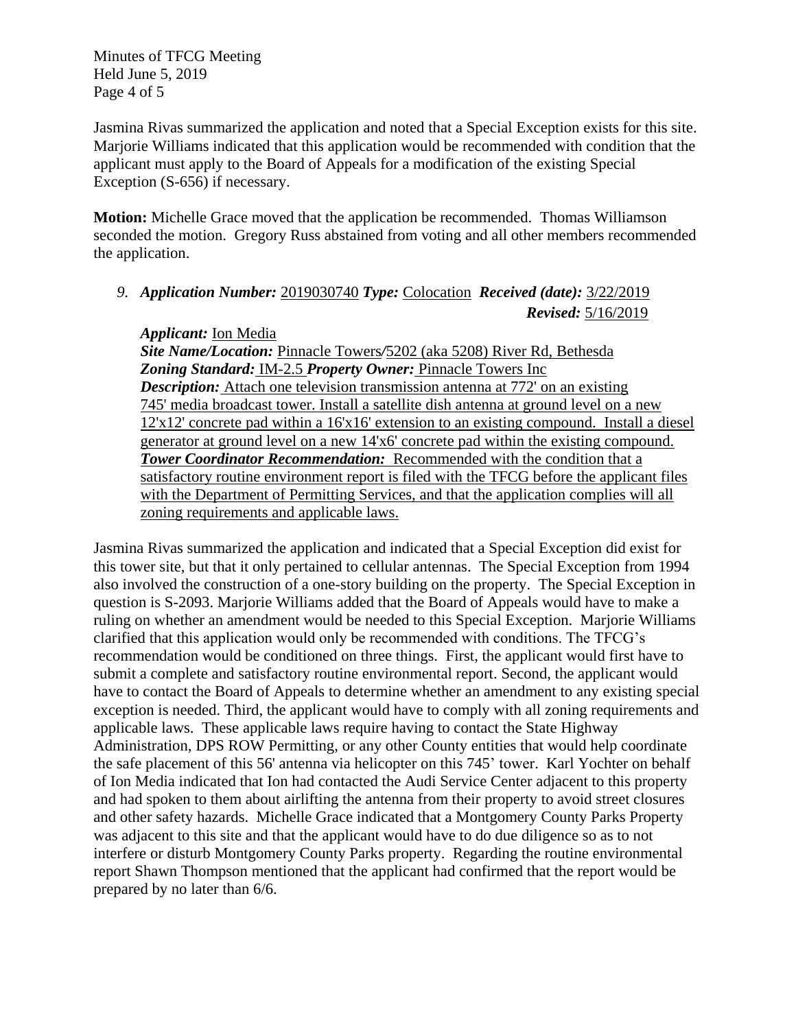Jasmina Rivas summarized the application and noted that a Special Exception exists for this site. Marjorie Williams indicated that this application would be recommended with condition that the applicant must apply to the Board of Appeals for a modification of the existing Special Exception (S-656) if necessary.

**Motion:** Michelle Grace moved that the application be recommended. Thomas Williamson seconded the motion. Gregory Russ abstained from voting and all other members recommended the application.

9. ***Application Number:*** 2019030740 ***Type:*** Colocation ***Received (date):*** 3/22/2019 ***Revised:*** 5/16/2019

   ***Applicant:*** Ion Media
   ***Site Name/Location:*** Pinnacle Towers/5202 (aka 5208) River Rd, Bethesda
   ***Zoning Standard:*** IM-2.5 ***Property Owner:*** Pinnacle Towers Inc
   ***Description:*** Attach one television transmission antenna at 772' on an existing 745' media broadcast tower. Install a satellite dish antenna at ground level on a new 12'x12' concrete pad within a 16'x16' extension to an existing compound. Install a diesel generator at ground level on a new 14'x6' concrete pad within the existing compound.
   ***Tower Coordinator Recommendation:*** Recommended with the condition that a satisfactory routine environment report is filed with the TFCG before the applicant files with the Department of Permitting Services, and that the application complies will all zoning requirements and applicable laws.

Jasmina Rivas summarized the application and indicated that a Special Exception did exist for this tower site, but that it only pertained to cellular antennas. The Special Exception from 1994 also involved the construction of a one-story building on the property. The Special Exception in question is S-2093. Marjorie Williams added that the Board of Appeals would have to make a ruling on whether an amendment would be needed to this Special Exception. Marjorie Williams clarified that this application would only be recommended with conditions. The TFCG's recommendation would be conditioned on three things. First, the applicant would first have to submit a complete and satisfactory routine environmental report. Second, the applicant would have to contact the Board of Appeals to determine whether an amendment to any existing special exception is needed. Third, the applicant would have to comply with all zoning requirements and applicable laws. These applicable laws require having to contact the State Highway Administration, DPS ROW Permitting, or any other County entities that would help coordinate the safe placement of this 56' antenna via helicopter on this 745' tower. Karl Yochter on behalf of Ion Media indicated that Ion had contacted the Audi Service Center adjacent to this property and had spoken to them about airlifting the antenna from their property to avoid street closures and other safety hazards. Michelle Grace indicated that a Montgomery County Parks Property was adjacent to this site and that the applicant would have to do due diligence so as to not interfere or disturb Montgomery County Parks property. Regarding the routine environmental report Shawn Thompson mentioned that the applicant had confirmed that the report would be prepared by no later than 6/6.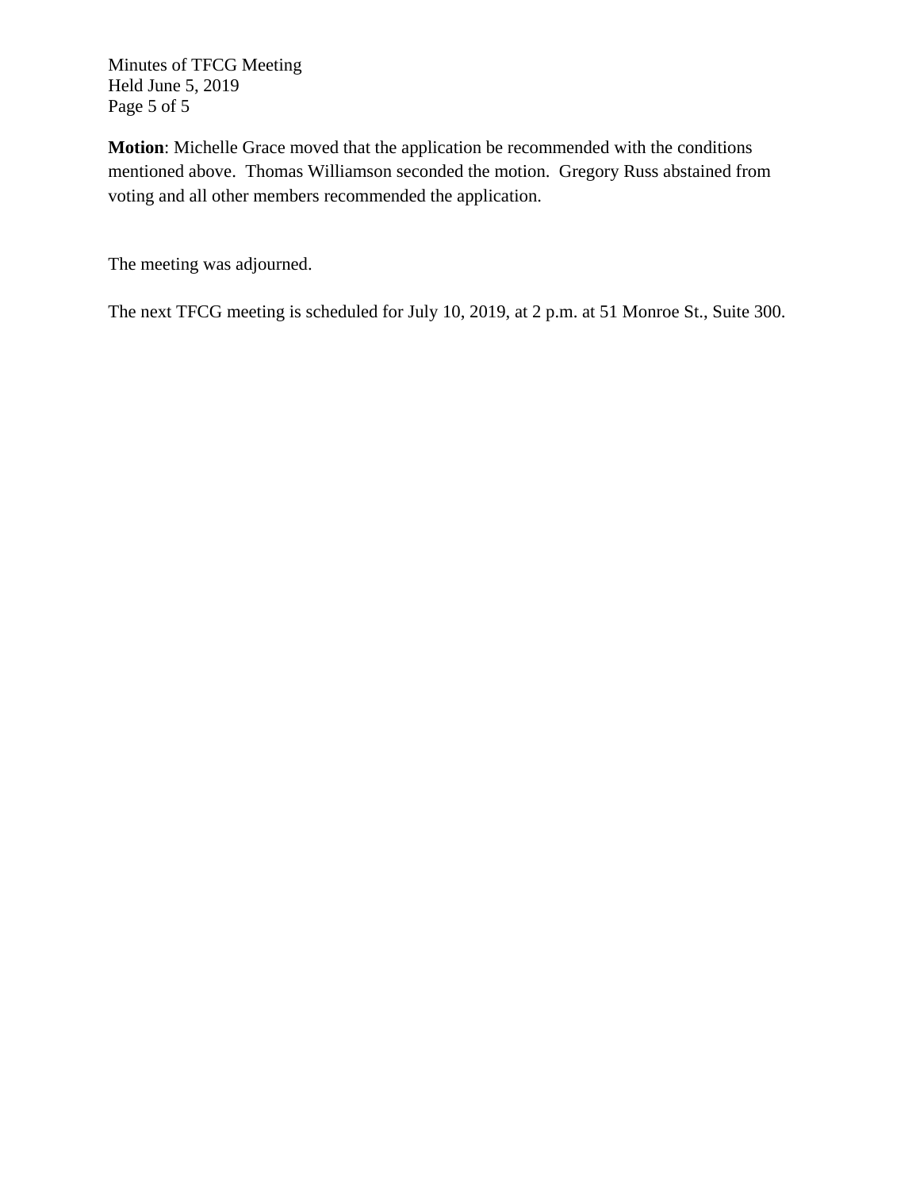**Motion**: Michelle Grace moved that the application be recommended with the conditions mentioned above. Thomas Williamson seconded the motion. Gregory Russ abstained from voting and all other members recommended the application.

The meeting was adjourned.

The next TFCG meeting is scheduled for July 10, 2019, at 2 p.m. at 51 Monroe St., Suite 300.